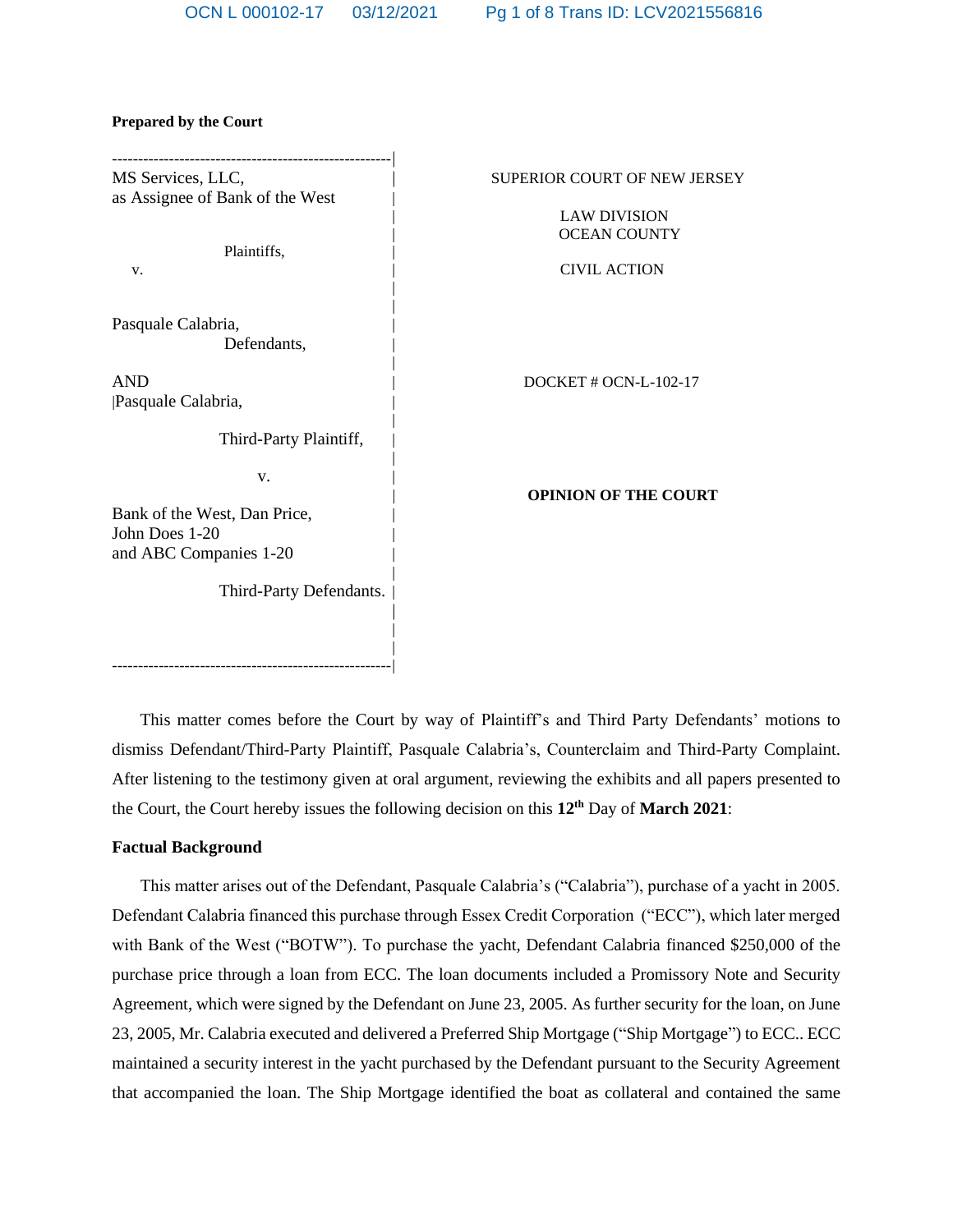**Prepared by the Court**

| | |
|---|---|
| MS Services, LLC, as Assignee of Bank of the West<br><br>Plaintiffs,<br><br>v.<br><br>Pasquale Calabria,<br>Defendants,<br><br>AND<br>Pasquale Calabria,<br><br>Third-Party Plaintiff,<br><br>v.<br><br>Bank of the West, Dan Price, John Does 1-20 and ABC Companies 1-20<br><br>Third-Party Defendants. | SUPERIOR COURT OF NEW JERSEY<br><br>LAW DIVISION<br>OCEAN COUNTY<br><br>CIVIL ACTION<br><br>DOCKET # OCN-L-102-17<br><br>**OPINION OF THE COURT** |

This matter comes before the Court by way of Plaintiff's and Third Party Defendants' motions to dismiss Defendant/Third-Party Plaintiff, Pasquale Calabria's, Counterclaim and Third-Party Complaint. After listening to the testimony given at oral argument, reviewing the exhibits and all papers presented to the Court, the Court hereby issues the following decision on this **12th** Day of **March 2021**:

**Factual Background**

This matter arises out of the Defendant, Pasquale Calabria's ("Calabria"), purchase of a yacht in 2005. Defendant Calabria financed this purchase through Essex Credit Corporation ("ECC"), which later merged with Bank of the West ("BOTW"). To purchase the yacht, Defendant Calabria financed $250,000 of the purchase price through a loan from ECC. The loan documents included a Promissory Note and Security Agreement, which were signed by the Defendant on June 23, 2005. As further security for the loan, on June 23, 2005, Mr. Calabria executed and delivered a Preferred Ship Mortgage ("Ship Mortgage") to ECC.. ECC maintained a security interest in the yacht purchased by the Defendant pursuant to the Security Agreement that accompanied the loan. The Ship Mortgage identified the boat as collateral and contained the same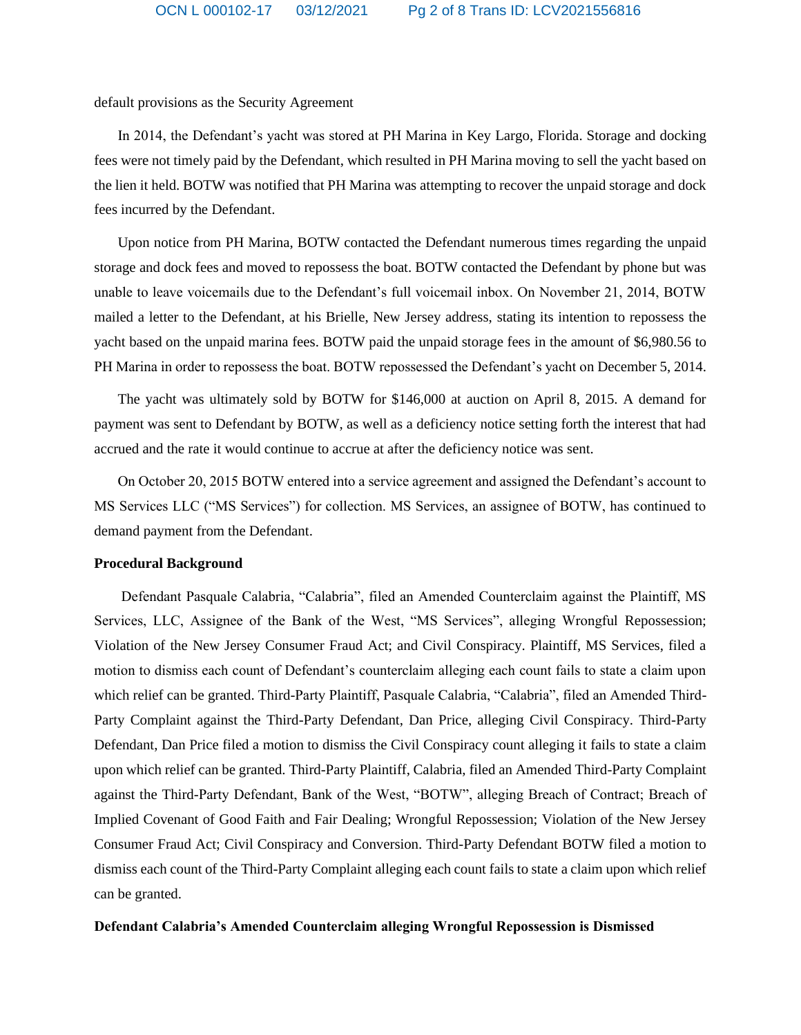default provisions as the Security Agreement

In 2014, the Defendant's yacht was stored at PH Marina in Key Largo, Florida. Storage and docking fees were not timely paid by the Defendant, which resulted in PH Marina moving to sell the yacht based on the lien it held. BOTW was notified that PH Marina was attempting to recover the unpaid storage and dock fees incurred by the Defendant.

Upon notice from PH Marina, BOTW contacted the Defendant numerous times regarding the unpaid storage and dock fees and moved to repossess the boat. BOTW contacted the Defendant by phone but was unable to leave voicemails due to the Defendant's full voicemail inbox. On November 21, 2014, BOTW mailed a letter to the Defendant, at his Brielle, New Jersey address, stating its intention to repossess the yacht based on the unpaid marina fees. BOTW paid the unpaid storage fees in the amount of $6,980.56 to PH Marina in order to repossess the boat. BOTW repossessed the Defendant's yacht on December 5, 2014.

The yacht was ultimately sold by BOTW for $146,000 at auction on April 8, 2015. A demand for payment was sent to Defendant by BOTW, as well as a deficiency notice setting forth the interest that had accrued and the rate it would continue to accrue at after the deficiency notice was sent.

On October 20, 2015 BOTW entered into a service agreement and assigned the Defendant's account to MS Services LLC ("MS Services") for collection. MS Services, an assignee of BOTW, has continued to demand payment from the Defendant.

**Procedural Background**

Defendant Pasquale Calabria, "Calabria", filed an Amended Counterclaim against the Plaintiff, MS Services, LLC, Assignee of the Bank of the West, "MS Services", alleging Wrongful Repossession; Violation of the New Jersey Consumer Fraud Act; and Civil Conspiracy. Plaintiff, MS Services, filed a motion to dismiss each count of Defendant's counterclaim alleging each count fails to state a claim upon which relief can be granted. Third-Party Plaintiff, Pasquale Calabria, "Calabria", filed an Amended Third-Party Complaint against the Third-Party Defendant, Dan Price, alleging Civil Conspiracy. Third-Party Defendant, Dan Price filed a motion to dismiss the Civil Conspiracy count alleging it fails to state a claim upon which relief can be granted. Third-Party Plaintiff, Calabria, filed an Amended Third-Party Complaint against the Third-Party Defendant, Bank of the West, "BOTW", alleging Breach of Contract; Breach of Implied Covenant of Good Faith and Fair Dealing; Wrongful Repossession; Violation of the New Jersey Consumer Fraud Act; Civil Conspiracy and Conversion. Third-Party Defendant BOTW filed a motion to dismiss each count of the Third-Party Complaint alleging each count fails to state a claim upon which relief can be granted.

**Defendant Calabria's Amended Counterclaim alleging Wrongful Repossession is Dismissed**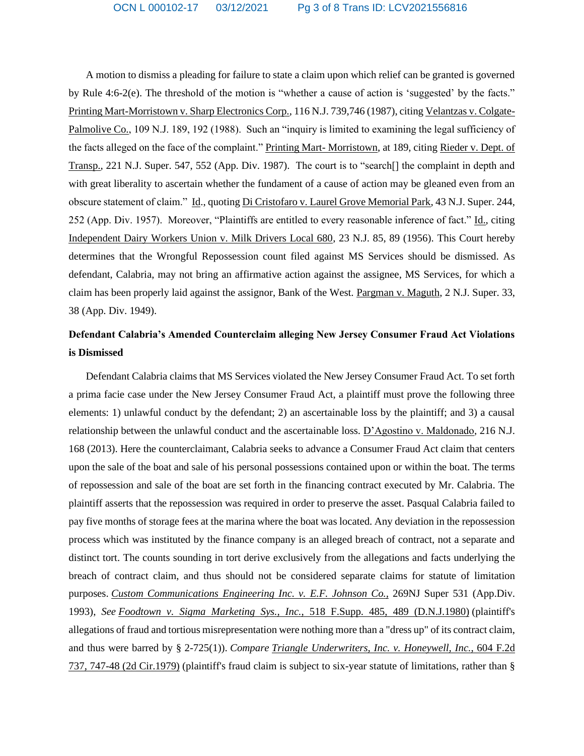A motion to dismiss a pleading for failure to state a claim upon which relief can be granted is governed by Rule 4:6-2(e). The threshold of the motion is "whether a cause of action is 'suggested' by the facts." Printing Mart-Morristown v. Sharp Electronics Corp., 116 N.J. 739,746 (1987), citing Velantzas v. Colgate-Palmolive Co., 109 N.J. 189, 192 (1988). Such an "inquiry is limited to examining the legal sufficiency of the facts alleged on the face of the complaint." Printing Mart- Morristown, at 189, citing Rieder v. Dept. of Transp., 221 N.J. Super. 547, 552 (App. Div. 1987). The court is to "search[] the complaint in depth and with great liberality to ascertain whether the fundament of a cause of action may be gleaned even from an obscure statement of claim." Id., quoting Di Cristofaro v. Laurel Grove Memorial Park, 43 N.J. Super. 244, 252 (App. Div. 1957). Moreover, "Plaintiffs are entitled to every reasonable inference of fact." Id., citing Independent Dairy Workers Union v. Milk Drivers Local 680, 23 N.J. 85, 89 (1956). This Court hereby determines that the Wrongful Repossession count filed against MS Services should be dismissed. As defendant, Calabria, may not bring an affirmative action against the assignee, MS Services, for which a claim has been properly laid against the assignor, Bank of the West. Pargman v. Maguth, 2 N.J. Super. 33, 38 (App. Div. 1949).

**Defendant Calabria's Amended Counterclaim alleging New Jersey Consumer Fraud Act Violations is Dismissed**

Defendant Calabria claims that MS Services violated the New Jersey Consumer Fraud Act. To set forth a prima facie case under the New Jersey Consumer Fraud Act, a plaintiff must prove the following three elements: 1) unlawful conduct by the defendant; 2) an ascertainable loss by the plaintiff; and 3) a causal relationship between the unlawful conduct and the ascertainable loss. D'Agostino v. Maldonado, 216 N.J. 168 (2013). Here the counterclaimant, Calabria seeks to advance a Consumer Fraud Act claim that centers upon the sale of the boat and sale of his personal possessions contained upon or within the boat. The terms of repossession and sale of the boat are set forth in the financing contract executed by Mr. Calabria. The plaintiff asserts that the repossession was required in order to preserve the asset. Pasqual Calabria failed to pay five months of storage fees at the marina where the boat was located. Any deviation in the repossession process which was instituted by the finance company is an alleged breach of contract, not a separate and distinct tort. The counts sounding in tort derive exclusively from the allegations and facts underlying the breach of contract claim, and thus should not be considered separate claims for statute of limitation purposes. *Custom Communications Engineering Inc. v. E.F. Johnson Co.,* 269NJ Super 531 (App.Div. 1993), *See* *Foodtown v. Sigma Marketing Sys., Inc.,* 518 F.Supp. 485, 489 (D.N.J.1980) (plaintiff's allegations of fraud and tortious misrepresentation were nothing more than a "dress up" of its contract claim, and thus were barred by § 2-725(1)). *Compare* *Triangle Underwriters, Inc. v. Honeywell, Inc.,* 604 F.2d 737, 747-48 (2d Cir.1979) (plaintiff's fraud claim is subject to six-year statute of limitations, rather than §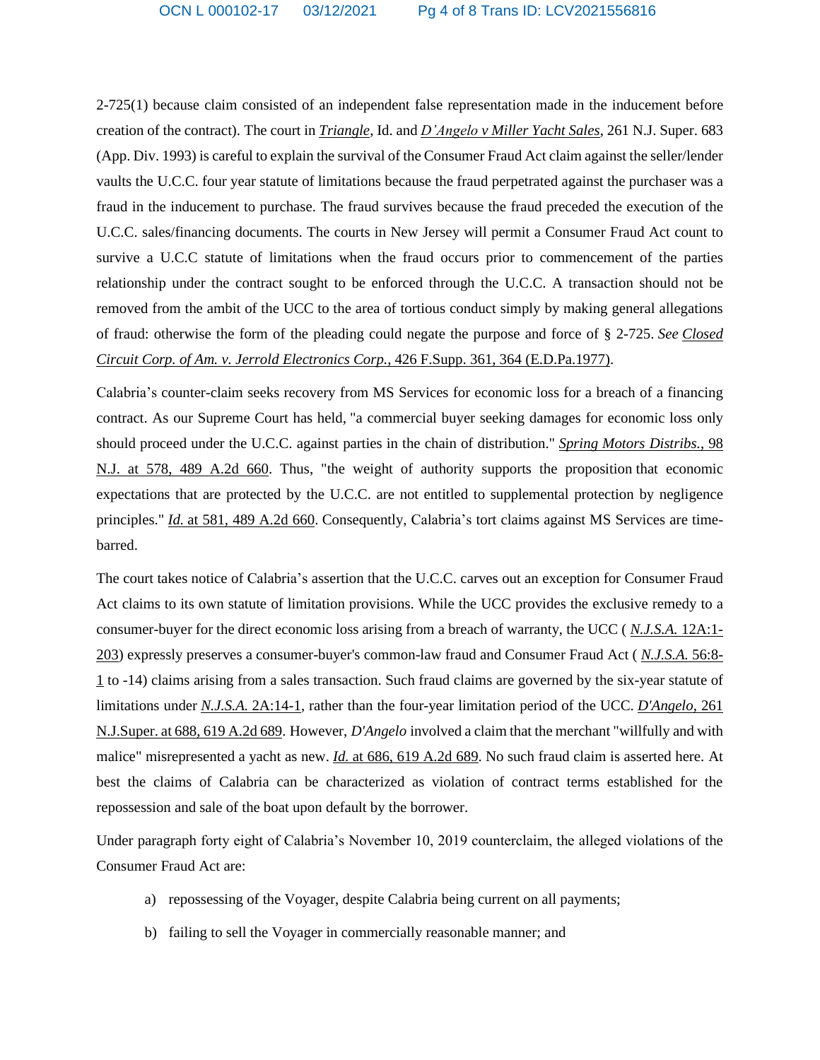2-725(1) because claim consisted of an independent false representation made in the inducement before creation of the contract). The court in *Triangle*, Id. and *D'Angelo v Miller Yacht Sales*, 261 N.J. Super. 683 (App. Div. 1993) is careful to explain the survival of the Consumer Fraud Act claim against the seller/lender vaults the U.C.C. four year statute of limitations because the fraud perpetrated against the purchaser was a fraud in the inducement to purchase. The fraud survives because the fraud preceded the execution of the U.C.C. sales/financing documents. The courts in New Jersey will permit a Consumer Fraud Act count to survive a U.C.C statute of limitations when the fraud occurs prior to commencement of the parties relationship under the contract sought to be enforced through the U.C.C. A transaction should not be removed from the ambit of the UCC to the area of tortious conduct simply by making general allegations of fraud: otherwise the form of the pleading could negate the purpose and force of § 2-725. *See* Closed Circuit Corp. of Am. v. Jerrold Electronics Corp., 426 F.Supp. 361, 364 (E.D.Pa.1977).

Calabria's counter-claim seeks recovery from MS Services for economic loss for a breach of a financing contract. As our Supreme Court has held, "a commercial buyer seeking damages for economic loss only should proceed under the U.C.C. against parties in the chain of distribution." *Spring Motors Distribs.*, 98 N.J. at 578, 489 A.2d 660. Thus, "the weight of authority supports the proposition that economic expectations that are protected by the U.C.C. are not entitled to supplemental protection by negligence principles." *Id.* at 581, 489 A.2d 660. Consequently, Calabria's tort claims against MS Services are time-barred.

The court takes notice of Calabria's assertion that the U.C.C. carves out an exception for Consumer Fraud Act claims to its own statute of limitation provisions. While the UCC provides the exclusive remedy to a consumer-buyer for the direct economic loss arising from a breach of warranty, the UCC ( *N.J.S.A.* 12A:1-203) expressly preserves a consumer-buyer's common-law fraud and Consumer Fraud Act ( *N.J.S.A.* 56:8-1 to -14) claims arising from a sales transaction. Such fraud claims are governed by the six-year statute of limitations under *N.J.S.A.* 2A:14-1, rather than the four-year limitation period of the UCC. *D'Angelo*, 261 N.J.Super. at 688, 619 A.2d 689. However, *D'Angelo* involved a claim that the merchant "willfully and with malice" misrepresented a yacht as new. *Id.* at 686, 619 A.2d 689. No such fraud claim is asserted here. At best the claims of Calabria can be characterized as violation of contract terms established for the repossession and sale of the boat upon default by the borrower.

Under paragraph forty eight of Calabria's November 10, 2019 counterclaim, the alleged violations of the Consumer Fraud Act are:

a) repossessing of the Voyager, despite Calabria being current on all payments;

b) failing to sell the Voyager in commercially reasonable manner; and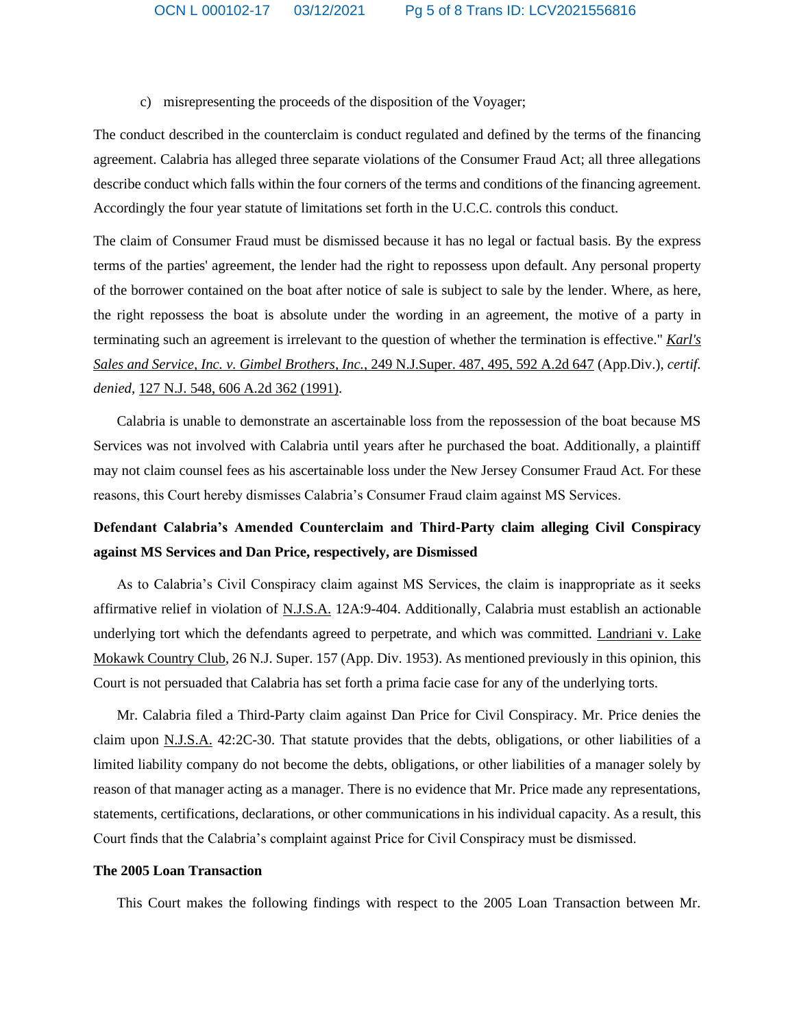c) misrepresenting the proceeds of the disposition of the Voyager;

The conduct described in the counterclaim is conduct regulated and defined by the terms of the financing agreement. Calabria has alleged three separate violations of the Consumer Fraud Act; all three allegations describe conduct which falls within the four corners of the terms and conditions of the financing agreement. Accordingly the four year statute of limitations set forth in the U.C.C. controls this conduct.

The claim of Consumer Fraud must be dismissed because it has no legal or factual basis. By the express terms of the parties' agreement, the lender had the right to repossess upon default. Any personal property of the borrower contained on the boat after notice of sale is subject to sale by the lender. Where, as here, the right repossess the boat is absolute under the wording in an agreement, the motive of a party in terminating such an agreement is irrelevant to the question of whether the termination is effective." *Karl's Sales and Service, Inc. v. Gimbel Brothers, Inc.*, 249 N.J.Super. 487, 495, 592 A.2d 647 (App.Div.), *certif. denied*, 127 N.J. 548, 606 A.2d 362 (1991).

Calabria is unable to demonstrate an ascertainable loss from the repossession of the boat because MS Services was not involved with Calabria until years after he purchased the boat. Additionally, a plaintiff may not claim counsel fees as his ascertainable loss under the New Jersey Consumer Fraud Act. For these reasons, this Court hereby dismisses Calabria's Consumer Fraud claim against MS Services.

**Defendant Calabria's Amended Counterclaim and Third-Party claim alleging Civil Conspiracy against MS Services and Dan Price, respectively, are Dismissed**

As to Calabria's Civil Conspiracy claim against MS Services, the claim is inappropriate as it seeks affirmative relief in violation of N.J.S.A. 12A:9-404. Additionally, Calabria must establish an actionable underlying tort which the defendants agreed to perpetrate, and which was committed. Landriani v. Lake Mokawk Country Club, 26 N.J. Super. 157 (App. Div. 1953). As mentioned previously in this opinion, this Court is not persuaded that Calabria has set forth a prima facie case for any of the underlying torts.

Mr. Calabria filed a Third-Party claim against Dan Price for Civil Conspiracy. Mr. Price denies the claim upon N.J.S.A. 42:2C-30. That statute provides that the debts, obligations, or other liabilities of a limited liability company do not become the debts, obligations, or other liabilities of a manager solely by reason of that manager acting as a manager. There is no evidence that Mr. Price made any representations, statements, certifications, declarations, or other communications in his individual capacity. As a result, this Court finds that the Calabria's complaint against Price for Civil Conspiracy must be dismissed.

**The 2005 Loan Transaction**

This Court makes the following findings with respect to the 2005 Loan Transaction between Mr.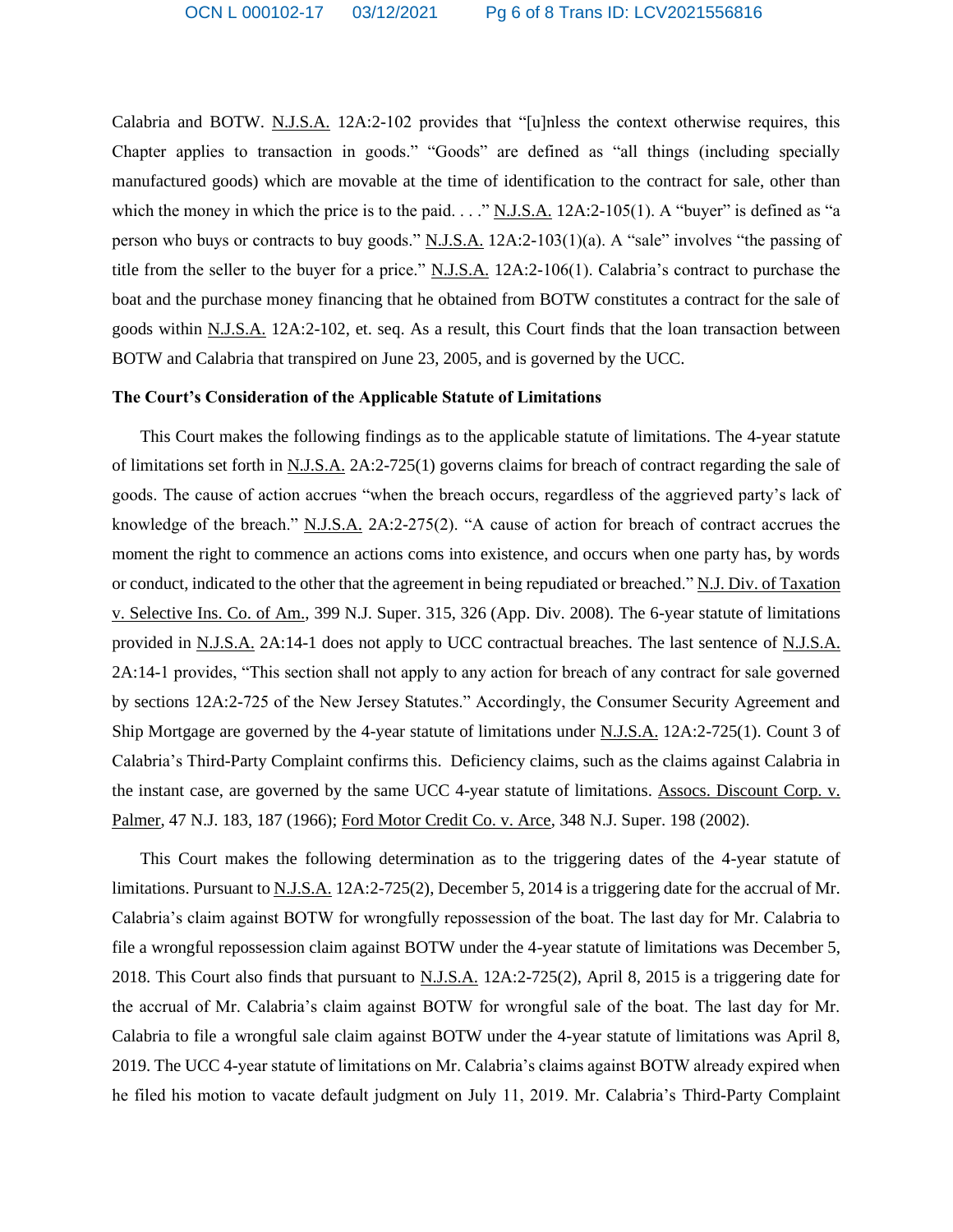Calabria and BOTW. N.J.S.A. 12A:2-102 provides that "[u]nless the context otherwise requires, this Chapter applies to transaction in goods." "Goods" are defined as "all things (including specially manufactured goods) which are movable at the time of identification to the contract for sale, other than which the money in which the price is to the paid. . . ." N.J.S.A. 12A:2-105(1). A "buyer" is defined as "a person who buys or contracts to buy goods." N.J.S.A. 12A:2-103(1)(a). A "sale" involves "the passing of title from the seller to the buyer for a price." N.J.S.A. 12A:2-106(1). Calabria's contract to purchase the boat and the purchase money financing that he obtained from BOTW constitutes a contract for the sale of goods within N.J.S.A. 12A:2-102, et. seq. As a result, this Court finds that the loan transaction between BOTW and Calabria that transpired on June 23, 2005, and is governed by the UCC.

**The Court's Consideration of the Applicable Statute of Limitations**

This Court makes the following findings as to the applicable statute of limitations. The 4-year statute of limitations set forth in N.J.S.A. 2A:2-725(1) governs claims for breach of contract regarding the sale of goods. The cause of action accrues "when the breach occurs, regardless of the aggrieved party's lack of knowledge of the breach." N.J.S.A. 2A:2-275(2). "A cause of action for breach of contract accrues the moment the right to commence an actions coms into existence, and occurs when one party has, by words or conduct, indicated to the other that the agreement in being repudiated or breached." N.J. Div. of Taxation v. Selective Ins. Co. of Am., 399 N.J. Super. 315, 326 (App. Div. 2008). The 6-year statute of limitations provided in N.J.S.A. 2A:14-1 does not apply to UCC contractual breaches. The last sentence of N.J.S.A. 2A:14-1 provides, "This section shall not apply to any action for breach of any contract for sale governed by sections 12A:2-725 of the New Jersey Statutes." Accordingly, the Consumer Security Agreement and Ship Mortgage are governed by the 4-year statute of limitations under N.J.S.A. 12A:2-725(1). Count 3 of Calabria's Third-Party Complaint confirms this. Deficiency claims, such as the claims against Calabria in the instant case, are governed by the same UCC 4-year statute of limitations. Assocs. Discount Corp. v. Palmer, 47 N.J. 183, 187 (1966); Ford Motor Credit Co. v. Arce, 348 N.J. Super. 198 (2002).

This Court makes the following determination as to the triggering dates of the 4-year statute of limitations. Pursuant to N.J.S.A. 12A:2-725(2), December 5, 2014 is a triggering date for the accrual of Mr. Calabria's claim against BOTW for wrongfully repossession of the boat. The last day for Mr. Calabria to file a wrongful repossession claim against BOTW under the 4-year statute of limitations was December 5, 2018. This Court also finds that pursuant to N.J.S.A. 12A:2-725(2), April 8, 2015 is a triggering date for the accrual of Mr. Calabria's claim against BOTW for wrongful sale of the boat. The last day for Mr. Calabria to file a wrongful sale claim against BOTW under the 4-year statute of limitations was April 8, 2019. The UCC 4-year statute of limitations on Mr. Calabria's claims against BOTW already expired when he filed his motion to vacate default judgment on July 11, 2019. Mr. Calabria's Third-Party Complaint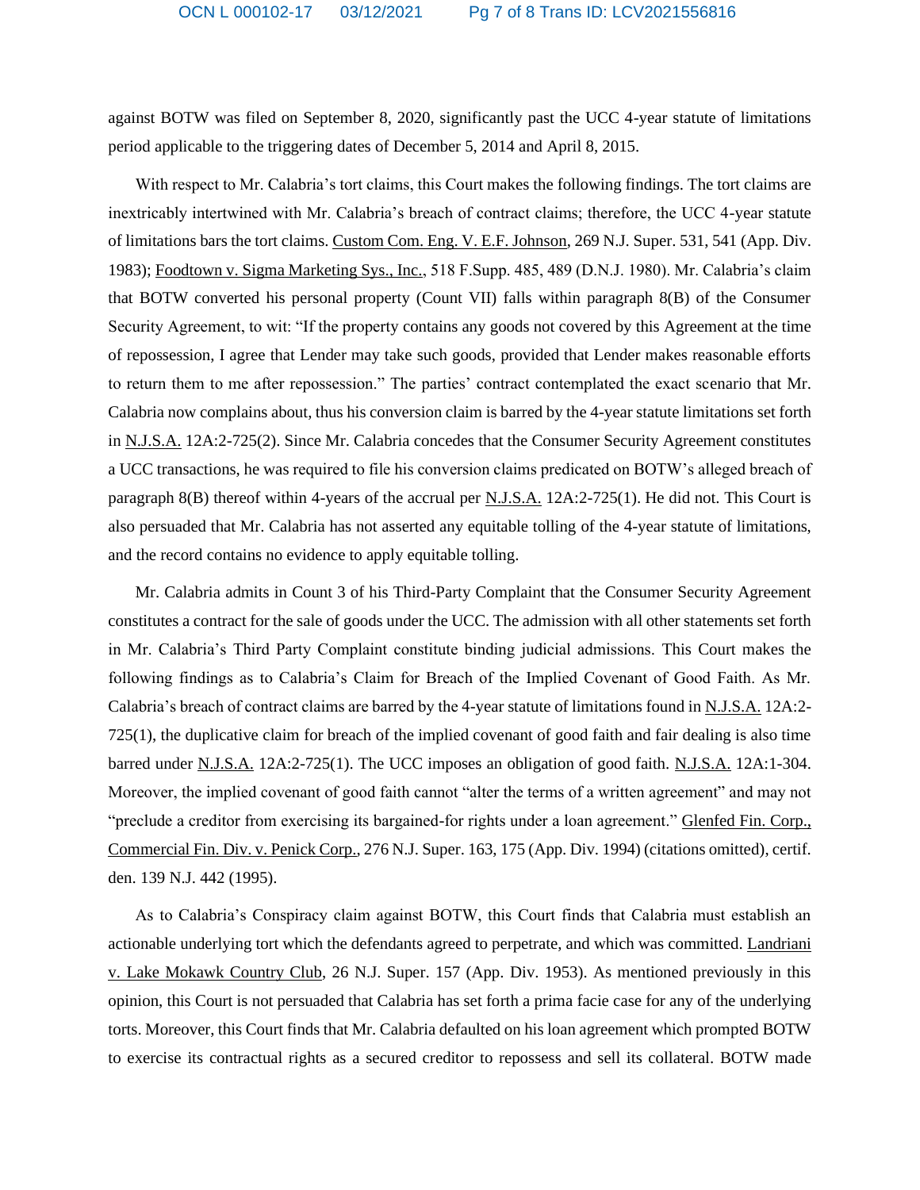against BOTW was filed on September 8, 2020, significantly past the UCC 4-year statute of limitations period applicable to the triggering dates of December 5, 2014 and April 8, 2015.

With respect to Mr. Calabria's tort claims, this Court makes the following findings. The tort claims are inextricably intertwined with Mr. Calabria's breach of contract claims; therefore, the UCC 4-year statute of limitations bars the tort claims. Custom Com. Eng. V. E.F. Johnson, 269 N.J. Super. 531, 541 (App. Div. 1983); Foodtown v. Sigma Marketing Sys., Inc., 518 F.Supp. 485, 489 (D.N.J. 1980). Mr. Calabria's claim that BOTW converted his personal property (Count VII) falls within paragraph 8(B) of the Consumer Security Agreement, to wit: "If the property contains any goods not covered by this Agreement at the time of repossession, I agree that Lender may take such goods, provided that Lender makes reasonable efforts to return them to me after repossession." The parties' contract contemplated the exact scenario that Mr. Calabria now complains about, thus his conversion claim is barred by the 4-year statute limitations set forth in N.J.S.A. 12A:2-725(2). Since Mr. Calabria concedes that the Consumer Security Agreement constitutes a UCC transactions, he was required to file his conversion claims predicated on BOTW's alleged breach of paragraph 8(B) thereof within 4-years of the accrual per N.J.S.A. 12A:2-725(1). He did not. This Court is also persuaded that Mr. Calabria has not asserted any equitable tolling of the 4-year statute of limitations, and the record contains no evidence to apply equitable tolling.

Mr. Calabria admits in Count 3 of his Third-Party Complaint that the Consumer Security Agreement constitutes a contract for the sale of goods under the UCC. The admission with all other statements set forth in Mr. Calabria's Third Party Complaint constitute binding judicial admissions. This Court makes the following findings as to Calabria's Claim for Breach of the Implied Covenant of Good Faith. As Mr. Calabria's breach of contract claims are barred by the 4-year statute of limitations found in N.J.S.A. 12A:2-725(1), the duplicative claim for breach of the implied covenant of good faith and fair dealing is also time barred under N.J.S.A. 12A:2-725(1). The UCC imposes an obligation of good faith. N.J.S.A. 12A:1-304. Moreover, the implied covenant of good faith cannot "alter the terms of a written agreement" and may not "preclude a creditor from exercising its bargained-for rights under a loan agreement." Glenfed Fin. Corp., Commercial Fin. Div. v. Penick Corp., 276 N.J. Super. 163, 175 (App. Div. 1994) (citations omitted), certif. den. 139 N.J. 442 (1995).

As to Calabria's Conspiracy claim against BOTW, this Court finds that Calabria must establish an actionable underlying tort which the defendants agreed to perpetrate, and which was committed. Landriani v. Lake Mokawk Country Club, 26 N.J. Super. 157 (App. Div. 1953). As mentioned previously in this opinion, this Court is not persuaded that Calabria has set forth a prima facie case for any of the underlying torts. Moreover, this Court finds that Mr. Calabria defaulted on his loan agreement which prompted BOTW to exercise its contractual rights as a secured creditor to repossess and sell its collateral. BOTW made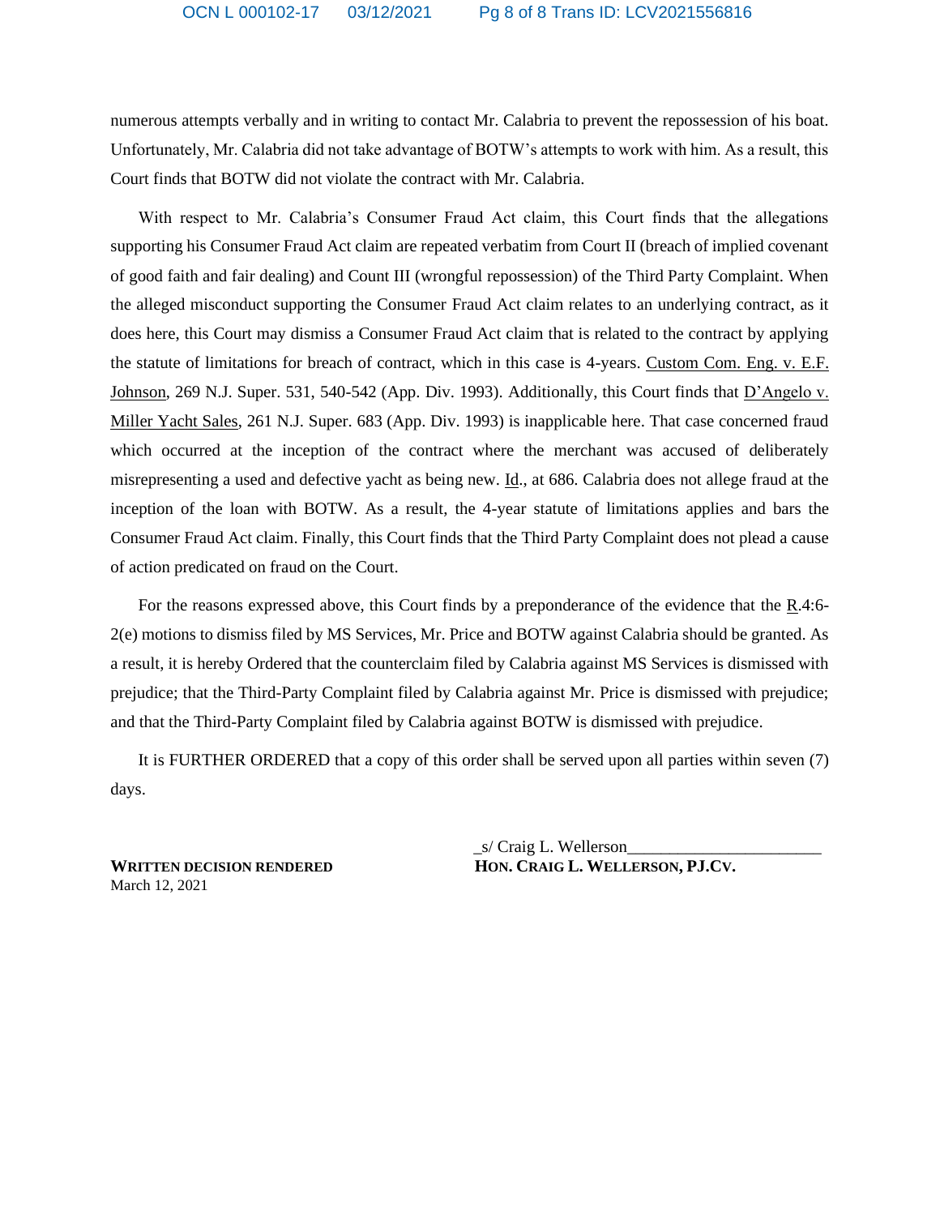numerous attempts verbally and in writing to contact Mr. Calabria to prevent the repossession of his boat. Unfortunately, Mr. Calabria did not take advantage of BOTW's attempts to work with him. As a result, this Court finds that BOTW did not violate the contract with Mr. Calabria.

With respect to Mr. Calabria's Consumer Fraud Act claim, this Court finds that the allegations supporting his Consumer Fraud Act claim are repeated verbatim from Court II (breach of implied covenant of good faith and fair dealing) and Count III (wrongful repossession) of the Third Party Complaint. When the alleged misconduct supporting the Consumer Fraud Act claim relates to an underlying contract, as it does here, this Court may dismiss a Consumer Fraud Act claim that is related to the contract by applying the statute of limitations for breach of contract, which in this case is 4-years. Custom Com. Eng. v. E.F. Johnson, 269 N.J. Super. 531, 540-542 (App. Div. 1993). Additionally, this Court finds that D'Angelo v. Miller Yacht Sales, 261 N.J. Super. 683 (App. Div. 1993) is inapplicable here. That case concerned fraud which occurred at the inception of the contract where the merchant was accused of deliberately misrepresenting a used and defective yacht as being new. Id., at 686. Calabria does not allege fraud at the inception of the loan with BOTW. As a result, the 4-year statute of limitations applies and bars the Consumer Fraud Act claim. Finally, this Court finds that the Third Party Complaint does not plead a cause of action predicated on fraud on the Court.

For the reasons expressed above, this Court finds by a preponderance of the evidence that the R.4:6-2(e) motions to dismiss filed by MS Services, Mr. Price and BOTW against Calabria should be granted. As a result, it is hereby Ordered that the counterclaim filed by Calabria against MS Services is dismissed with prejudice; that the Third-Party Complaint filed by Calabria against Mr. Price is dismissed with prejudice; and that the Third-Party Complaint filed by Calabria against BOTW is dismissed with prejudice.

It is FURTHER ORDERED that a copy of this order shall be served upon all parties within seven (7) days.

_s/ Craig L. Wellerson_______________________

**HON. CRAIG L. WELLERSON, PJ.CV.**

**WRITTEN DECISION RENDERED**
March 12, 2021